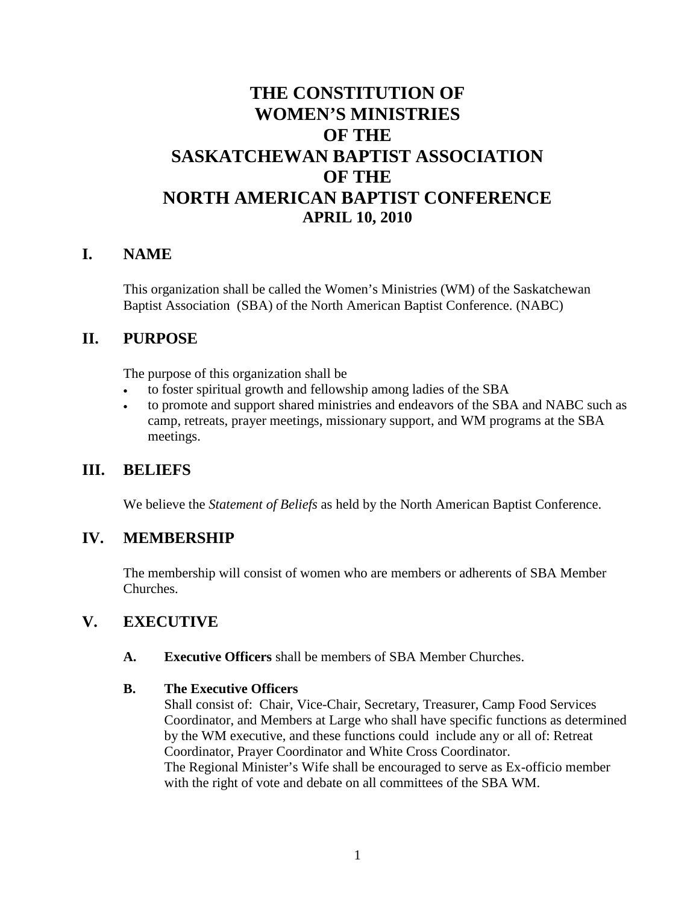# THE CONSTITUTION OF WOMEN'S MINISTRIES OF THE SASKATCHEWAN BAPTIST ASSOCIATION OF THE NORTH AMERICAN BAPTIST CONFERENCE

**APRIL 10, 2010**

## I. NAME

This organization shall be called the Women's Ministries (WM) of the Saskatchewan Baptist Association (SBA) of the North American Baptist Conference. (NABC)

## II. PURPOSE

The purpose of this organization shall be

- to foster spiritual growth and fellowship among ladies of the SBA
- to promote and support shared ministries and endeavors of the SBA and NABC such as camp, retreats, prayer meetings, missionary support, and WM programs at the SBA meetings.

## III. BELIEFS

We believe the *Statement of Beliefs* as held by the North American Baptist Conference.

## IV. MEMBERSHIP

The membership will consist of women who are members or adherents of SBA Member Churches.

## V. EXECUTIVE

**A. Executive Officers** shall be members of SBA Member Churches.

**B. The Executive Officers**

Shall consist of: Chair, Vice-Chair, Secretary, Treasurer, Camp Food Services Coordinator, and Members at Large who shall have specific functions as determined by the WM executive, and these functions could include any or all of: Retreat Coordinator, Prayer Coordinator and White Cross Coordinator.

The Regional Minister's Wife shall be encouraged to serve as Ex-officio member with the right of vote and debate on all committees of the SBA WM.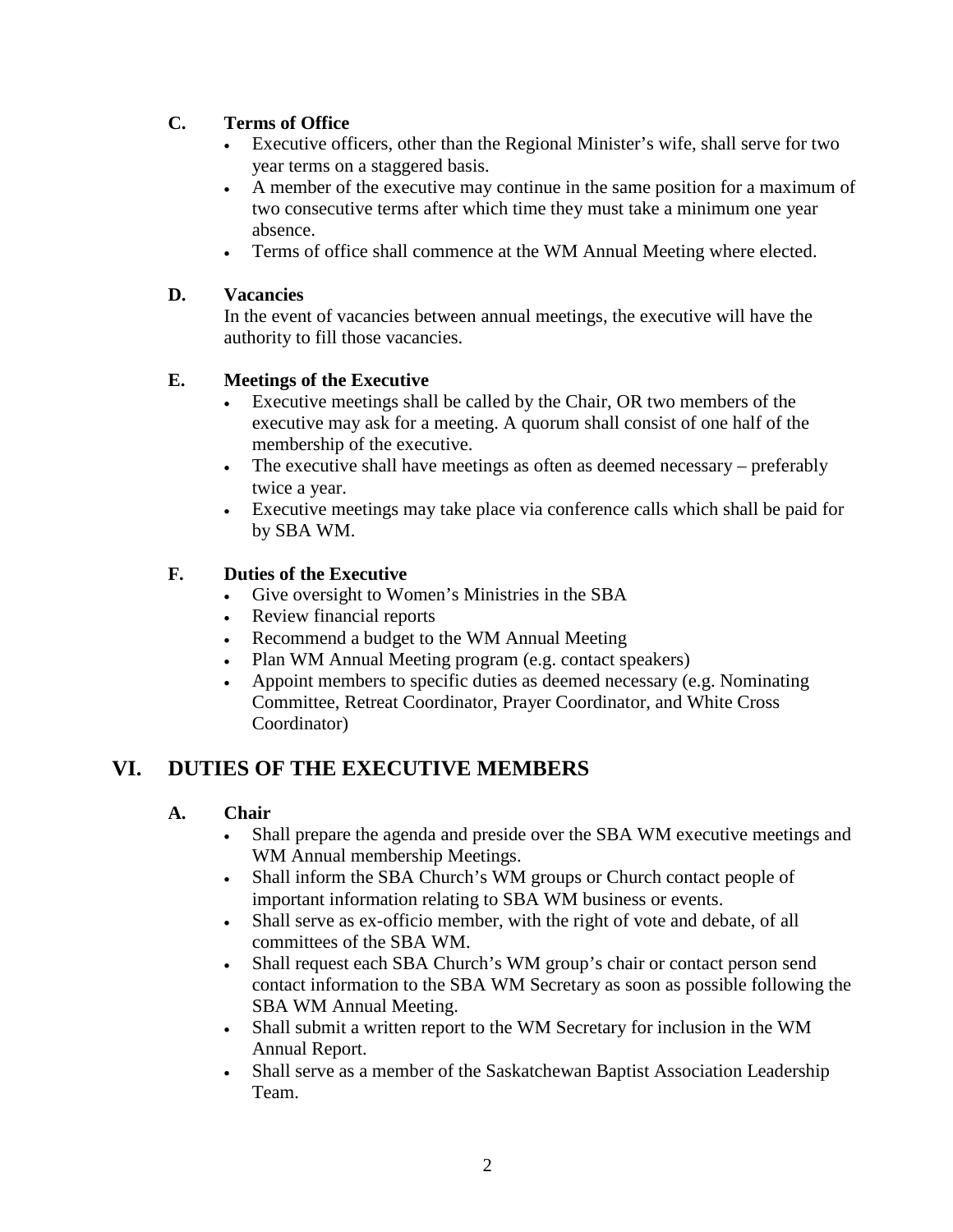### C. Terms of Office

- Executive officers, other than the Regional Minister's wife, shall serve for two year terms on a staggered basis.
- A member of the executive may continue in the same position for a maximum of two consecutive terms after which time they must take a minimum one year absence.
- Terms of office shall commence at the WM Annual Meeting where elected.

### D. Vacancies

In the event of vacancies between annual meetings, the executive will have the authority to fill those vacancies.

### E. Meetings of the Executive

- Executive meetings shall be called by the Chair, OR two members of the executive may ask for a meeting. A quorum shall consist of one half of the membership of the executive.
- The executive shall have meetings as often as deemed necessary – preferably twice a year.
- Executive meetings may take place via conference calls which shall be paid for by SBA WM.

### F. Duties of the Executive

- Give oversight to Women's Ministries in the SBA
- Review financial reports
- Recommend a budget to the WM Annual Meeting
- Plan WM Annual Meeting program (e.g. contact speakers)
- Appoint members to specific duties as deemed necessary (e.g. Nominating Committee, Retreat Coordinator, Prayer Coordinator, and White Cross Coordinator)

## VI. DUTIES OF THE EXECUTIVE MEMBERS

### A. Chair

- Shall prepare the agenda and preside over the SBA WM executive meetings and WM Annual membership Meetings.
- Shall inform the SBA Church's WM groups or Church contact people of important information relating to SBA WM business or events.
- Shall serve as ex-officio member, with the right of vote and debate, of all committees of the SBA WM.
- Shall request each SBA Church's WM group's chair or contact person send contact information to the SBA WM Secretary as soon as possible following the SBA WM Annual Meeting.
- Shall submit a written report to the WM Secretary for inclusion in the WM Annual Report.
- Shall serve as a member of the Saskatchewan Baptist Association Leadership Team.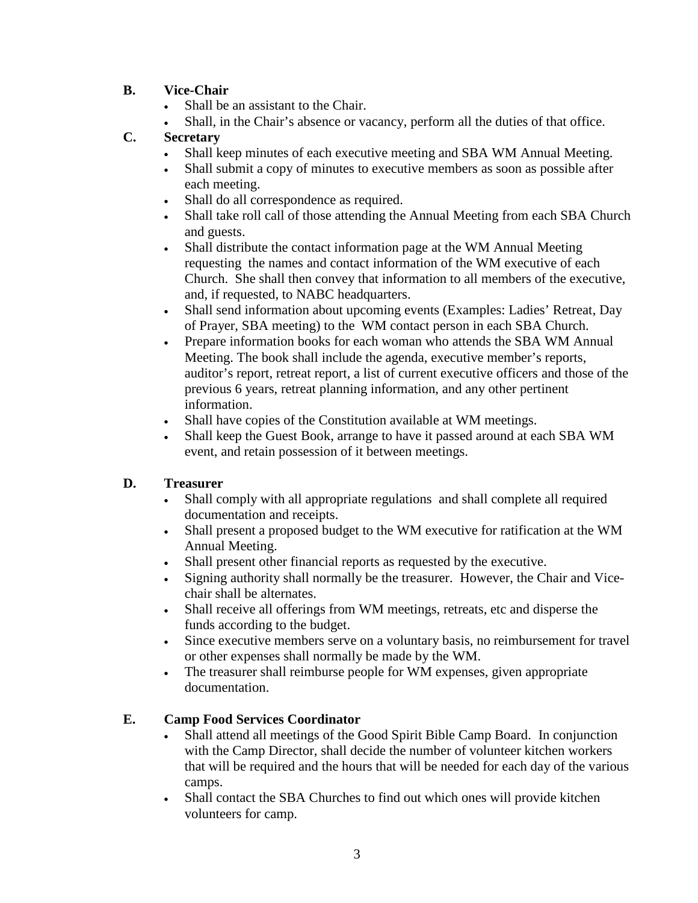**B. Vice-Chair**

- Shall be an assistant to the Chair.
- Shall, in the Chair's absence or vacancy, perform all the duties of that office.

**C. Secretary**

- Shall keep minutes of each executive meeting and SBA WM Annual Meeting.
- Shall submit a copy of minutes to executive members as soon as possible after each meeting.
- Shall do all correspondence as required.
- Shall take roll call of those attending the Annual Meeting from each SBA Church and guests.
- Shall distribute the contact information page at the WM Annual Meeting requesting the names and contact information of the WM executive of each Church. She shall then convey that information to all members of the executive, and, if requested, to NABC headquarters.
- Shall send information about upcoming events (Examples: Ladies' Retreat, Day of Prayer, SBA meeting) to the WM contact person in each SBA Church.
- Prepare information books for each woman who attends the SBA WM Annual Meeting. The book shall include the agenda, executive member's reports, auditor's report, retreat report, a list of current executive officers and those of the previous 6 years, retreat planning information, and any other pertinent information.
- Shall have copies of the Constitution available at WM meetings.
- Shall keep the Guest Book, arrange to have it passed around at each SBA WM event, and retain possession of it between meetings.

**D. Treasurer**

- Shall comply with all appropriate regulations and shall complete all required documentation and receipts.
- Shall present a proposed budget to the WM executive for ratification at the WM Annual Meeting.
- Shall present other financial reports as requested by the executive.
- Signing authority shall normally be the treasurer. However, the Chair and Vice-chair shall be alternates.
- Shall receive all offerings from WM meetings, retreats, etc and disperse the funds according to the budget.
- Since executive members serve on a voluntary basis, no reimbursement for travel or other expenses shall normally be made by the WM.
- The treasurer shall reimburse people for WM expenses, given appropriate documentation.

**E. Camp Food Services Coordinator**

- Shall attend all meetings of the Good Spirit Bible Camp Board. In conjunction with the Camp Director, shall decide the number of volunteer kitchen workers that will be required and the hours that will be needed for each day of the various camps.
- Shall contact the SBA Churches to find out which ones will provide kitchen volunteers for camp.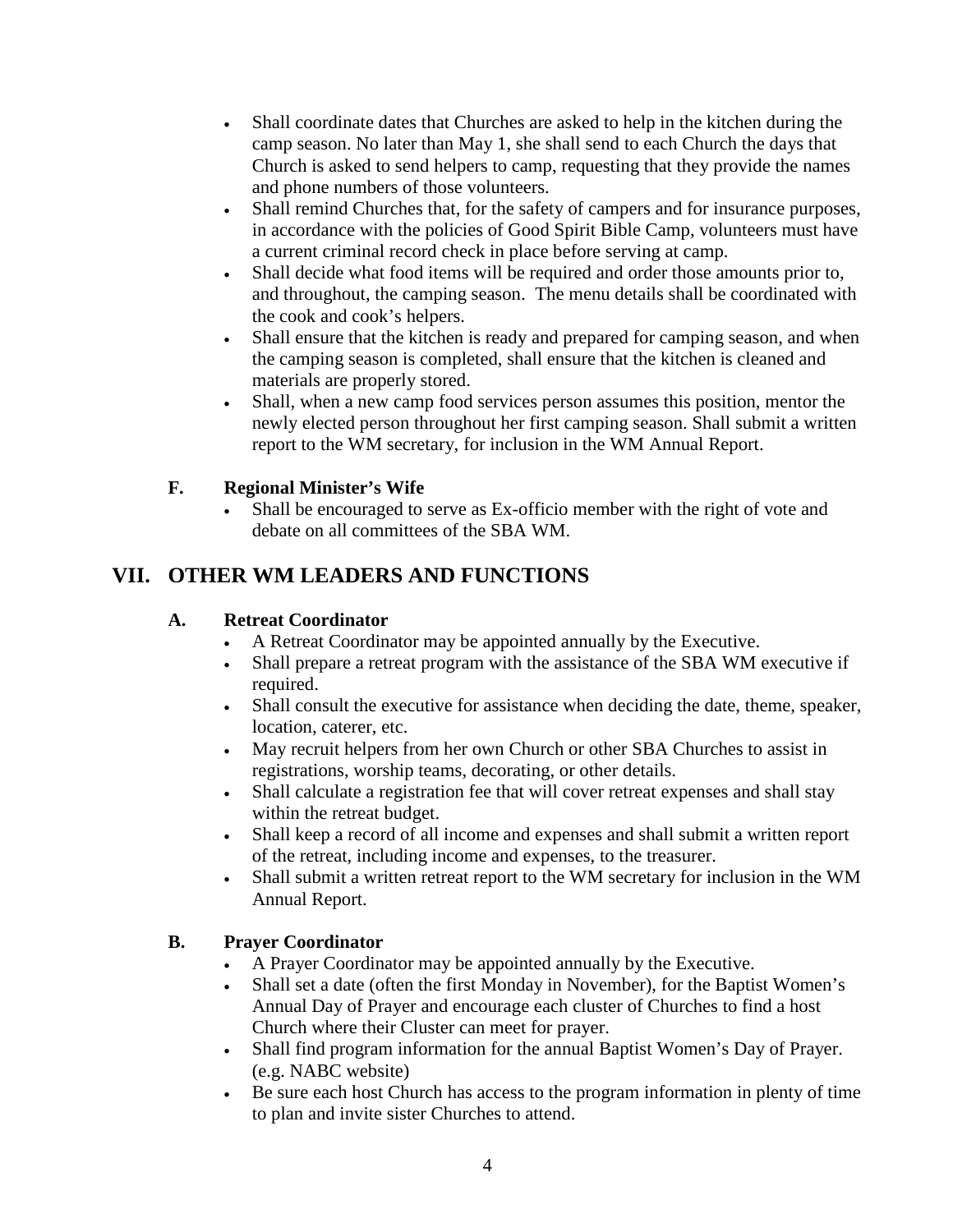- Shall coordinate dates that Churches are asked to help in the kitchen during the camp season. No later than May 1, she shall send to each Church the days that Church is asked to send helpers to camp, requesting that they provide the names and phone numbers of those volunteers.
- Shall remind Churches that, for the safety of campers and for insurance purposes, in accordance with the policies of Good Spirit Bible Camp, volunteers must have a current criminal record check in place before serving at camp.
- Shall decide what food items will be required and order those amounts prior to, and throughout, the camping season. The menu details shall be coordinated with the cook and cook's helpers.
- Shall ensure that the kitchen is ready and prepared for camping season, and when the camping season is completed, shall ensure that the kitchen is cleaned and materials are properly stored.
- Shall, when a new camp food services person assumes this position, mentor the newly elected person throughout her first camping season. Shall submit a written report to the WM secretary, for inclusion in the WM Annual Report.

### F. Regional Minister's Wife

- Shall be encouraged to serve as Ex-officio member with the right of vote and debate on all committees of the SBA WM.

## VII. OTHER WM LEADERS AND FUNCTIONS

### A. Retreat Coordinator

- A Retreat Coordinator may be appointed annually by the Executive.
- Shall prepare a retreat program with the assistance of the SBA WM executive if required.
- Shall consult the executive for assistance when deciding the date, theme, speaker, location, caterer, etc.
- May recruit helpers from her own Church or other SBA Churches to assist in registrations, worship teams, decorating, or other details.
- Shall calculate a registration fee that will cover retreat expenses and shall stay within the retreat budget.
- Shall keep a record of all income and expenses and shall submit a written report of the retreat, including income and expenses, to the treasurer.
- Shall submit a written retreat report to the WM secretary for inclusion in the WM Annual Report.

### B. Prayer Coordinator

- A Prayer Coordinator may be appointed annually by the Executive.
- Shall set a date (often the first Monday in November), for the Baptist Women's Annual Day of Prayer and encourage each cluster of Churches to find a host Church where their Cluster can meet for prayer.
- Shall find program information for the annual Baptist Women's Day of Prayer. (e.g. NABC website)
- Be sure each host Church has access to the program information in plenty of time to plan and invite sister Churches to attend.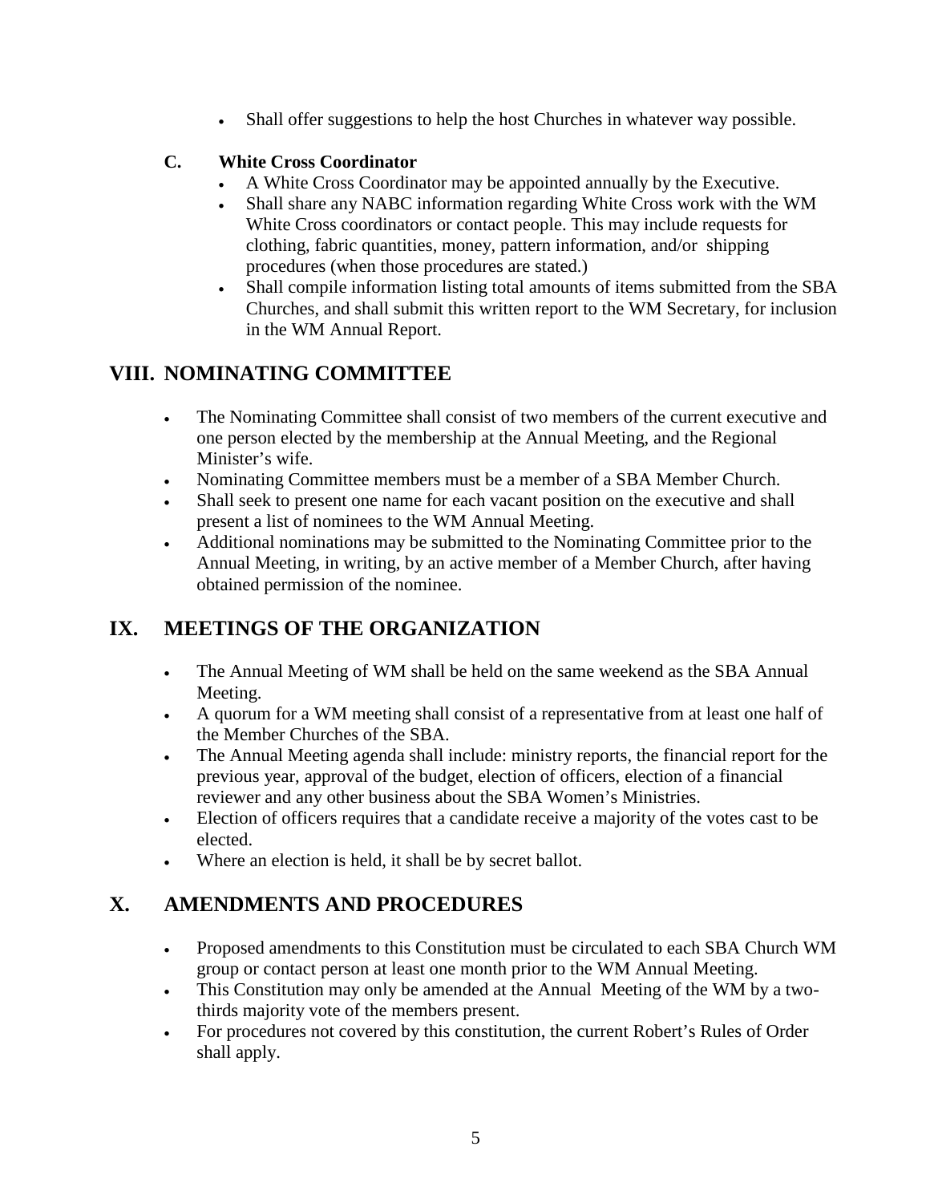- Shall offer suggestions to help the host Churches in whatever way possible.

### C. White Cross Coordinator

- A White Cross Coordinator may be appointed annually by the Executive.
- Shall share any NABC information regarding White Cross work with the WM White Cross coordinators or contact people. This may include requests for clothing, fabric quantities, money, pattern information, and/or shipping procedures (when those procedures are stated.)
- Shall compile information listing total amounts of items submitted from the SBA Churches, and shall submit this written report to the WM Secretary, for inclusion in the WM Annual Report.

## VIII. NOMINATING COMMITTEE

- The Nominating Committee shall consist of two members of the current executive and one person elected by the membership at the Annual Meeting, and the Regional Minister's wife.
- Nominating Committee members must be a member of a SBA Member Church.
- Shall seek to present one name for each vacant position on the executive and shall present a list of nominees to the WM Annual Meeting.
- Additional nominations may be submitted to the Nominating Committee prior to the Annual Meeting, in writing, by an active member of a Member Church, after having obtained permission of the nominee.

## IX. MEETINGS OF THE ORGANIZATION

- The Annual Meeting of WM shall be held on the same weekend as the SBA Annual Meeting.
- A quorum for a WM meeting shall consist of a representative from at least one half of the Member Churches of the SBA.
- The Annual Meeting agenda shall include: ministry reports, the financial report for the previous year, approval of the budget, election of officers, election of a financial reviewer and any other business about the SBA Women's Ministries.
- Election of officers requires that a candidate receive a majority of the votes cast to be elected.
- Where an election is held, it shall be by secret ballot.

## X. AMENDMENTS AND PROCEDURES

- Proposed amendments to this Constitution must be circulated to each SBA Church WM group or contact person at least one month prior to the WM Annual Meeting.
- This Constitution may only be amended at the Annual Meeting of the WM by a two-thirds majority vote of the members present.
- For procedures not covered by this constitution, the current Robert's Rules of Order shall apply.